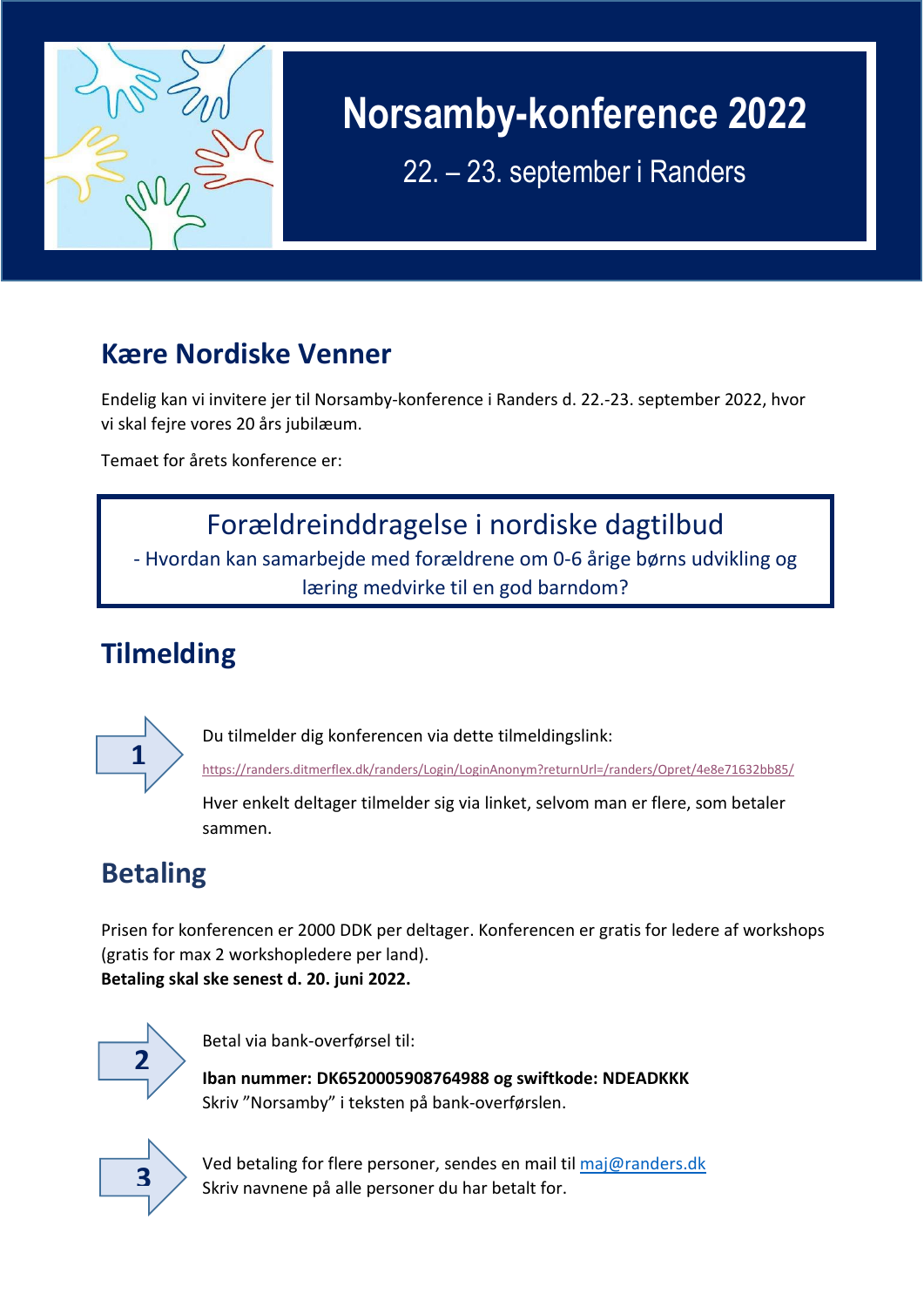# Norsamby-konference 2022

22. – 23. september i Randers

## Kære Nordiske Venner

Endelig kan vi invitere jer til Norsamby-konference i Randers d. 22.-23. september 2022, hvor vi skal fejre vores 20 års jubilæum.

Temaet for årets konference er:

> **Forældreinddragelse i nordiske dagtilbud**
>
> - Hvordan kan samarbejde med forældrene om 0-6 årige børns udvikling og læring medvirke til en god barndom?

## Tilmelding

**1** Du tilmelder dig konferencen via dette tilmeldingslink:

https://randers.ditmerflex.dk/randers/Login/LoginAnonym?returnUrl=/randers/Opret/4e8e71632bb85/

Hver enkelt deltager tilmelder sig via linket, selvom man er flere, som betaler sammen.

## Betaling

Prisen for konferencen er 2000 DDK per deltager. Konferencen er gratis for ledere af workshops (gratis for max 2 workshopledere per land).
**Betaling skal ske senest d. 20. juni 2022.**

**2** Betal via bank-overførsel til:

**Iban nummer: DK6520005908764988 og swiftkode: NDEADKKK**
Skriv "Norsamby" i teksten på bank-overførslen.

**3** Ved betaling for flere personer, sendes en mail til maj@randers.dk
Skriv navnene på alle personer du har betalt for.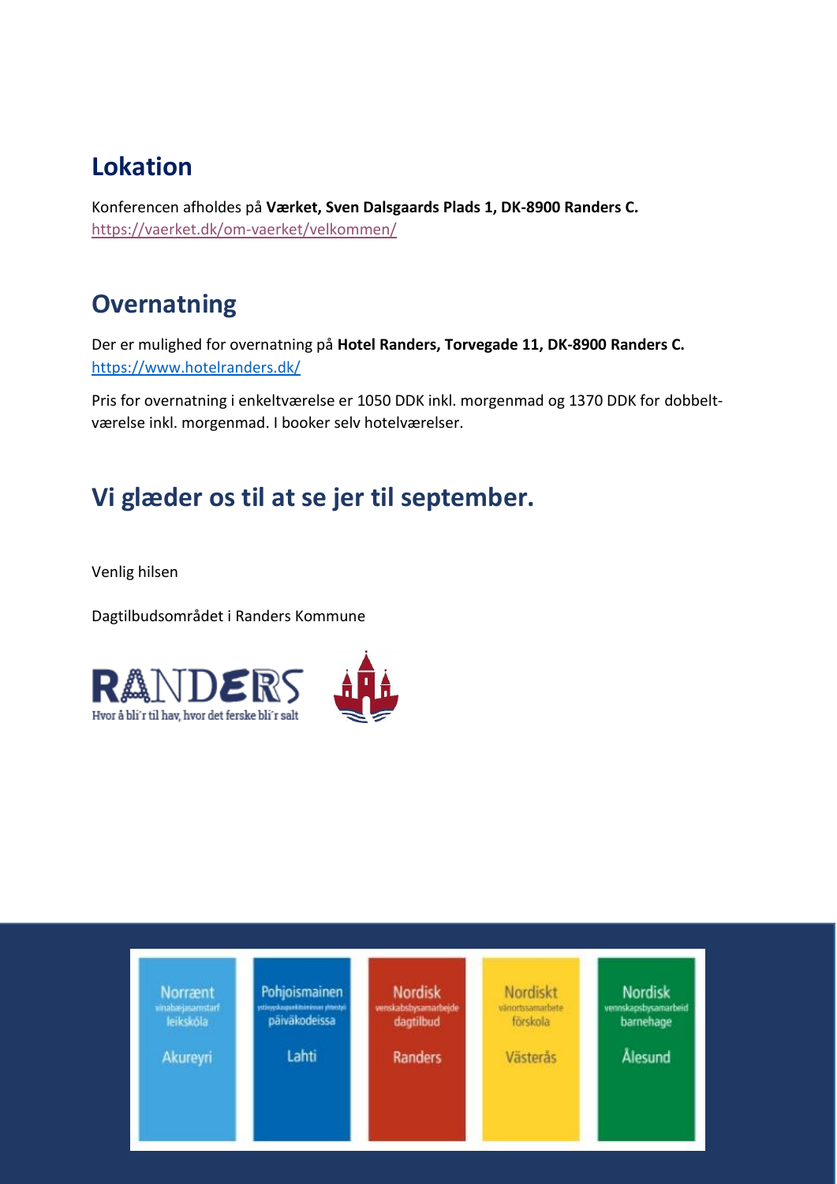## Lokation

Konferencen afholdes på **Værket, Sven Dalsgaards Plads 1, DK-8900 Randers C.**
https://vaerket.dk/om-vaerket/velkommen/

## Overnatning

Der er mulighed for overnatning på **Hotel Randers, Torvegade 11, DK-8900 Randers C.**
https://www.hotelranders.dk/

Pris for overnatning i enkeltværelse er 1050 DDK inkl. morgenmad og 1370 DDK for dobbeltværelse inkl. morgenmad. I booker selv hotelværelser.

## Vi glæder os til at se jer til september.

Venlig hilsen

Dagtilbudsområdet i Randers Kommune

RANDERS
Hvor å bli'r til hav, hvor det ferske bli'r salt

Norrænt vinabæjasamstarf leikskóla Akureyri

Pohjoismainen ystävyyskaupunkitoiminnan yhteistyö päiväkodeissa Lahti

Nordisk venskabsbysamarbejde dagtilbud Randers

Nordiskt vänortssamarbete förskola Västerås

Nordisk vennskapsbysamarbeid barnehage Ålesund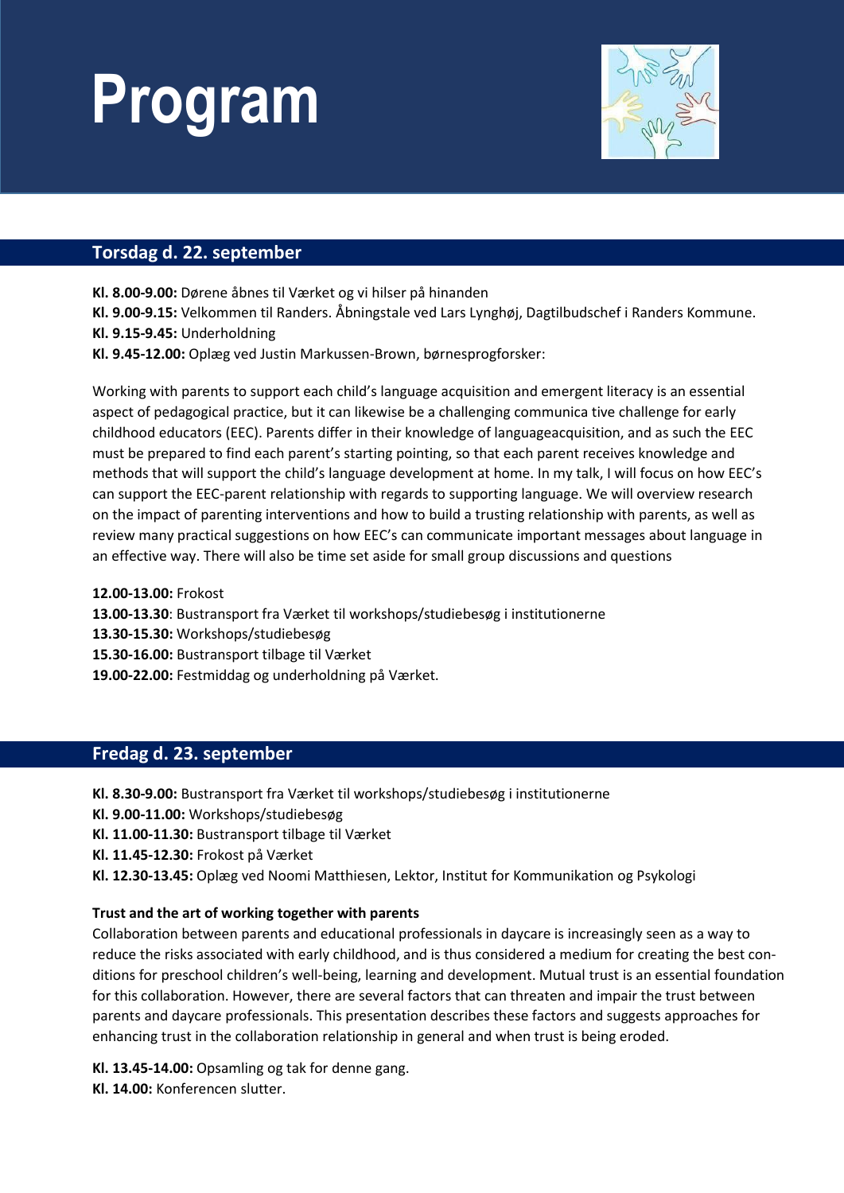# Program

## Torsdag d. 22. september

**Kl. 8.00-9.00:** Dørene åbnes til Værket og vi hilser på hinanden
**Kl. 9.00-9.15:** Velkommen til Randers. Åbningstale ved Lars Lynghøj, Dagtilbudschef i Randers Kommune.
**Kl. 9.15-9.45:** Underholdning
**Kl. 9.45-12.00:** Oplæg ved Justin Markussen-Brown, børnesprogforsker:

Working with parents to support each child's language acquisition and emergent literacy is an essential aspect of pedagogical practice, but it can likewise be a challenging communica tive challenge for early childhood educators (EEC). Parents differ in their knowledge of languageacquisition, and as such the EEC must be prepared to find each parent's starting pointing, so that each parent receives knowledge and methods that will support the child's language development at home. In my talk, I will focus on how EEC's can support the EEC-parent relationship with regards to supporting language. We will overview research on the impact of parenting interventions and how to build a trusting relationship with parents, as well as review many practical suggestions on how EEC's can communicate important messages about language in an effective way. There will also be time set aside for small group discussions and questions

**12.00-13.00:** Frokost
**13.00-13.30**: Bustransport fra Værket til workshops/studiebesøg i institutionerne
**13.30-15.30:** Workshops/studiebesøg
**15.30-16.00:** Bustransport tilbage til Værket
**19.00-22.00:** Festmiddag og underholdning på Værket.

## Fredag d. 23. september

**Kl. 8.30-9.00:** Bustransport fra Værket til workshops/studiebesøg i institutionerne
**Kl. 9.00-11.00:** Workshops/studiebesøg
**Kl. 11.00-11.30:** Bustransport tilbage til Værket
**Kl. 11.45-12.30:** Frokost på Værket
**Kl. 12.30-13.45:** Oplæg ved Noomi Matthiesen, Lektor, Institut for Kommunikation og Psykologi

**Trust and the art of working together with parents**
Collaboration between parents and educational professionals in daycare is increasingly seen as a way to reduce the risks associated with early childhood, and is thus considered a medium for creating the best conditions for preschool children's well-being, learning and development. Mutual trust is an essential foundation for this collaboration. However, there are several factors that can threaten and impair the trust between parents and daycare professionals. This presentation describes these factors and suggests approaches for enhancing trust in the collaboration relationship in general and when trust is being eroded.

**Kl. 13.45-14.00:** Opsamling og tak for denne gang.
**Kl. 14.00:** Konferencen slutter.